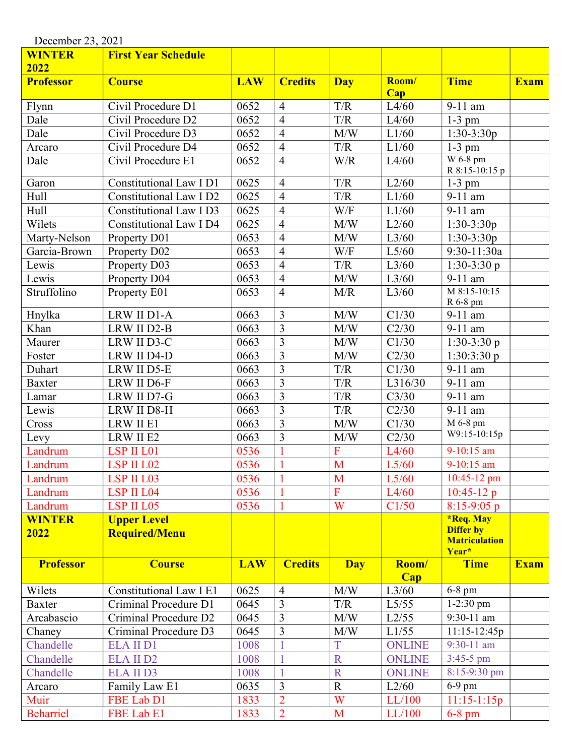December 23, 2021

| WINTER 2022 | First Year Schedule | | | | | | |
|---|---|---|---|---|---|---|---|
| **Professor** | **Course** | **LAW** | **Credits** | **Day** | **Room/ Cap** | **Time** | **Exam** |
| Flynn | Civil Procedure D1 | 0652 | 4 | T/R | L4/60 | 9-11 am | |
| Dale | Civil Procedure D2 | 0652 | 4 | T/R | L4/60 | 1-3 pm | |
| Dale | Civil Procedure D3 | 0652 | 4 | M/W | L1/60 | 1:30-3:30p | |
| Arcaro | Civil Procedure D4 | 0652 | 4 | T/R | L1/60 | 1-3 pm | |
| Dale | Civil Procedure E1 | 0652 | 4 | W/R | L4/60 | W 6-8 pm R 8:15-10:15 p | |
| Garon | Constitutional Law I D1 | 0625 | 4 | T/R | L2/60 | 1-3 pm | |
| Hull | Constitutional Law I D2 | 0625 | 4 | T/R | L1/60 | 9-11 am | |
| Hull | Constitutional Law I D3 | 0625 | 4 | W/F | L1/60 | 9-11 am | |
| Wilets | Constitutional Law I D4 | 0625 | 4 | M/W | L2/60 | 1:30-3:30p | |
| Marty-Nelson | Property D01 | 0653 | 4 | M/W | L3/60 | 1:30-3:30p | |
| Garcia-Brown | Property D02 | 0653 | 4 | W/F | L5/60 | 9:30-11:30a | |
| Lewis | Property D03 | 0653 | 4 | T/R | L3/60 | 1:30-3:30 p | |
| Lewis | Property D04 | 0653 | 4 | M/W | L3/60 | 9-11 am | |
| Struffolino | Property E01 | 0653 | 4 | M/R | L3/60 | M 8:15-10:15 R 6-8 pm | |
| Hnylka | LRW II D1-A | 0663 | 3 | M/W | C1/30 | 9-11 am | |
| Khan | LRW II D2-B | 0663 | 3 | M/W | C2/30 | 9-11 am | |
| Maurer | LRW II D3-C | 0663 | 3 | M/W | C1/30 | 1:30-3:30 p | |
| Foster | LRW II D4-D | 0663 | 3 | M/W | C2/30 | 1:30:3:30 p | |
| Duhart | LRW II D5-E | 0663 | 3 | T/R | C1/30 | 9-11 am | |
| Baxter | LRW II D6-F | 0663 | 3 | T/R | L316/30 | 9-11 am | |
| Lamar | LRW II D7-G | 0663 | 3 | T/R | C3/30 | 9-11 am | |
| Lewis | LRW II D8-H | 0663 | 3 | T/R | C2/30 | 9-11 am | |
| Cross | LRW II E1 | 0663 | 3 | M/W | C1/30 | M 6-8 pm W9:15-10:15p | |
| Levy | LRW II E2 | 0663 | 3 | M/W | C2/30 | | |
| Landrum | LSP II L01 | 0536 | 1 | F | L4/60 | 9-10:15 am | |
| Landrum | LSP II L02 | 0536 | 1 | M | L5/60 | 9-10:15 am | |
| Landrum | LSP II L03 | 0536 | 1 | M | L5/60 | 10:45-12 pm | |
| Landrum | LSP II L04 | 0536 | 1 | F | L4/60 | 10:45-12 p | |
| Landrum | LSP II L05 | 0536 | 1 | W | C1/50 | 8:15-9:05 p | |
| **WINTER 2022** | **Upper Level Required/Menu** | | | | | ***Req. May Differ by Matriculation Year*** | |
| **Professor** | **Course** | **LAW** | **Credits** | **Day** | **Room/ Cap** | **Time** | **Exam** |
| Wilets | Constitutional Law I E1 | 0625 | 4 | M/W | L3/60 | 6-8 pm | |
| Baxter | Criminal Procedure D1 | 0645 | 3 | T/R | L5/55 | 1-2:30 pm | |
| Arcabascio | Criminal Procedure D2 | 0645 | 3 | M/W | L2/55 | 9:30-11 am | |
| Chaney | Criminal Procedure D3 | 0645 | 3 | M/W | L1/55 | 11:15-12:45p | |
| Chandelle | ELA II D1 | 1008 | 1 | T | ONLINE | 9:30-11 am | |
| Chandelle | ELA II D2 | 1008 | 1 | R | ONLINE | 3:45-5 pm | |
| Chandelle | ELA II D3 | 1008 | 1 | R | ONLINE | 8:15-9:30 pm | |
| Arcaro | Family Law E1 | 0635 | 3 | R | L2/60 | 6-9 pm | |
| Muir | FBE Lab D1 | 1833 | 2 | W | LL/100 | 11:15-1:15p | |
| Beharriel | FBE Lab E1 | 1833 | 2 | M | LL/100 | 6-8 pm | |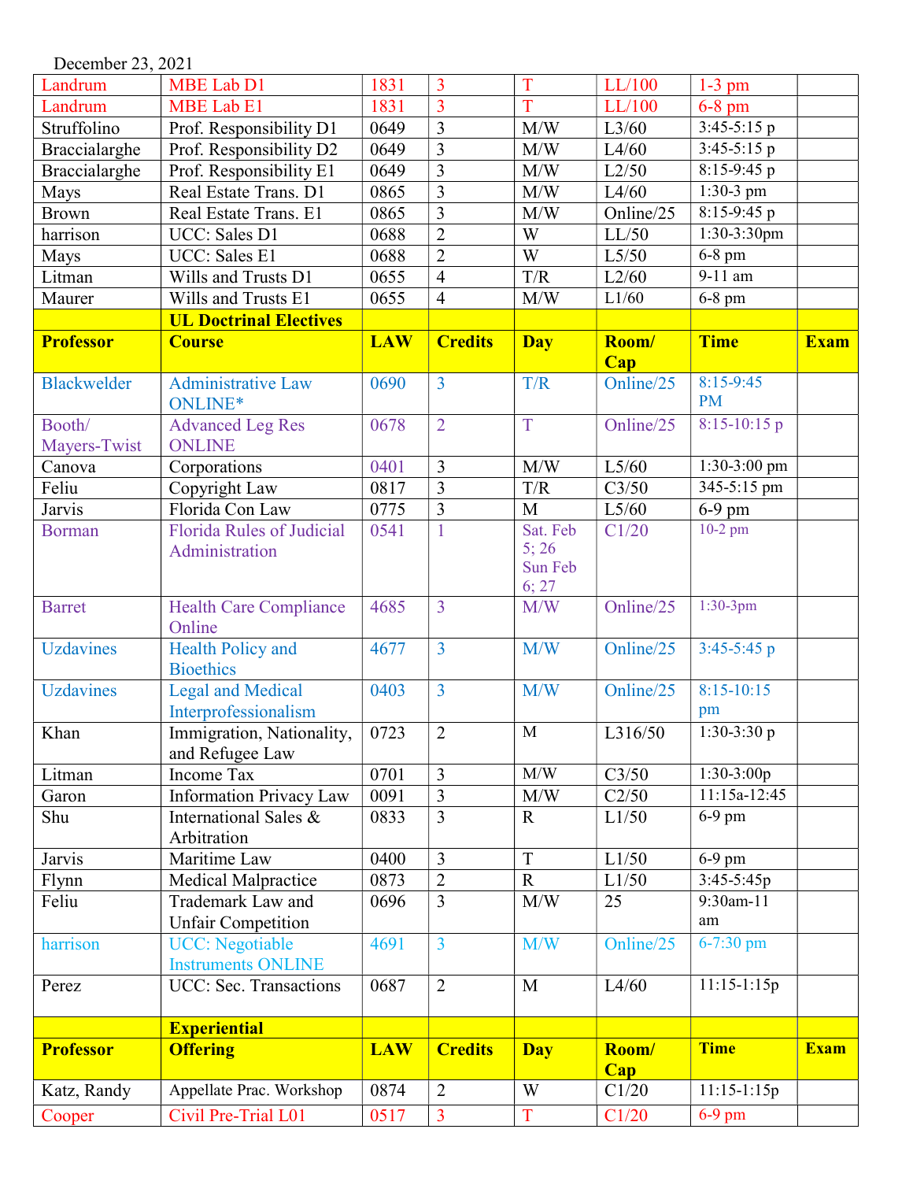December 23, 2021

| | | | | | | | |
|---|---|---|---|---|---|---|---|
| Landrum | MBE Lab D1 | 1831 | 3 | T | LL/100 | 1-3 pm | |
| Landrum | MBE Lab E1 | 1831 | 3 | T | LL/100 | 6-8 pm | |
| Struffolino | Prof. Responsibility D1 | 0649 | 3 | M/W | L3/60 | 3:45-5:15 p | |
| Braccialarghe | Prof. Responsibility D2 | 0649 | 3 | M/W | L4/60 | 3:45-5:15 p | |
| Braccialarghe | Prof. Responsibility E1 | 0649 | 3 | M/W | L2/50 | 8:15-9:45 p | |
| Mays | Real Estate Trans. D1 | 0865 | 3 | M/W | L4/60 | 1:30-3 pm | |
| Brown | Real Estate Trans. E1 | 0865 | 3 | M/W | Online/25 | 8:15-9:45 p | |
| harrison | UCC: Sales D1 | 0688 | 2 | W | LL/50 | 1:30-3:30pm | |
| Mays | UCC: Sales E1 | 0688 | 2 | W | L5/50 | 6-8 pm | |
| Litman | Wills and Trusts D1 | 0655 | 4 | T/R | L2/60 | 9-11 am | |
| Maurer | Wills and Trusts E1 | 0655 | 4 | M/W | L1/60 | 6-8 pm | |
| | **UL Doctrinal Electives** | | | | | | |
| **Professor** | **Course** | **LAW** | **Credits** | **Day** | **Room/ Cap** | **Time** | **Exam** |
| Blackwelder | Administrative Law ONLINE* | 0690 | 3 | T/R | Online/25 | 8:15-9:45 PM | |
| Booth/ Mayers-Twist | Advanced Leg Res ONLINE | 0678 | 2 | T | Online/25 | 8:15-10:15 p | |
| Canova | Corporations | 0401 | 3 | M/W | L5/60 | 1:30-3:00 pm | |
| Feliu | Copyright Law | 0817 | 3 | T/R | C3/50 | 345-5:15 pm | |
| Jarvis | Florida Con Law | 0775 | 3 | M | L5/60 | 6-9 pm | |
| Borman | Florida Rules of Judicial Administration | 0541 | 1 | Sat. Feb 5; 26 Sun Feb 6; 27 | C1/20 | 10-2 pm | |
| Barret | Health Care Compliance Online | 4685 | 3 | M/W | Online/25 | 1:30-3pm | |
| Uzdavines | Health Policy and Bioethics | 4677 | 3 | M/W | Online/25 | 3:45-5:45 p | |
| Uzdavines | Legal and Medical Interprofessionalism | 0403 | 3 | M/W | Online/25 | 8:15-10:15 pm | |
| Khan | Immigration, Nationality, and Refugee Law | 0723 | 2 | M | L316/50 | 1:30-3:30 p | |
| Litman | Income Tax | 0701 | 3 | M/W | C3/50 | 1:30-3:00p | |
| Garon | Information Privacy Law | 0091 | 3 | M/W | C2/50 | 11:15a-12:45 | |
| Shu | International Sales & Arbitration | 0833 | 3 | R | L1/50 | 6-9 pm | |
| Jarvis | Maritime Law | 0400 | 3 | T | L1/50 | 6-9 pm | |
| Flynn | Medical Malpractice | 0873 | 2 | R | L1/50 | 3:45-5:45p | |
| Feliu | Trademark Law and Unfair Competition | 0696 | 3 | M/W | 25 | 9:30am-11 am | |
| harrison | UCC: Negotiable Instruments ONLINE | 4691 | 3 | M/W | Online/25 | 6-7:30 pm | |
| Perez | UCC: Sec. Transactions | 0687 | 2 | M | L4/60 | 11:15-1:15p | |
| | **Experiential** | | | | | | |
| **Professor** | **Offering** | **LAW** | **Credits** | **Day** | **Room/ Cap** | **Time** | **Exam** |
| Katz, Randy | Appellate Prac. Workshop | 0874 | 2 | W | C1/20 | 11:15-1:15p | |
| Cooper | Civil Pre-Trial L01 | 0517 | 3 | T | C1/20 | 6-9 pm | |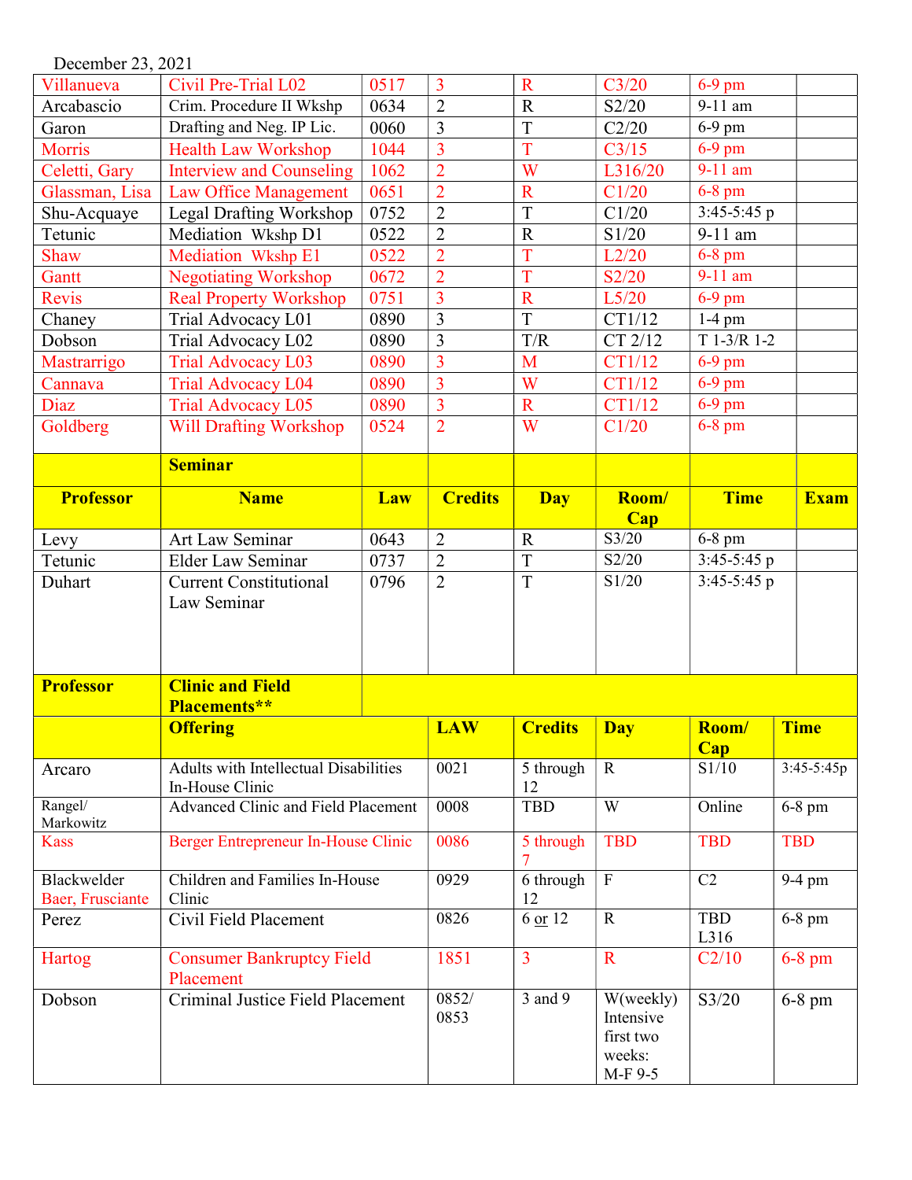December 23, 2021

| | | | | | | | |
|---|---|---|---|---|---|---|---|
| Villanueva | Civil Pre-Trial L02 | 0517 | 3 | R | C3/20 | 6-9 pm | |
| Arcabascio | Crim. Procedure II Wkshp | 0634 | 2 | R | S2/20 | 9-11 am | |
| Garon | Drafting and Neg. IP Lic. | 0060 | 3 | T | C2/20 | 6-9 pm | |
| Morris | Health Law Workshop | 1044 | 3 | T | C3/15 | 6-9 pm | |
| Celetti, Gary | Interview and Counseling | 1062 | 2 | W | L316/20 | 9-11 am | |
| Glassman, Lisa | Law Office Management | 0651 | 2 | R | C1/20 | 6-8 pm | |
| Shu-Acquaye | Legal Drafting Workshop | 0752 | 2 | T | C1/20 | 3:45-5:45 p | |
| Tetunic | Mediation Wkshp D1 | 0522 | 2 | R | S1/20 | 9-11 am | |
| Shaw | Mediation Wkshp E1 | 0522 | 2 | T | L2/20 | 6-8 pm | |
| Gantt | Negotiating Workshop | 0672 | 2 | T | S2/20 | 9-11 am | |
| Revis | Real Property Workshop | 0751 | 3 | R | L5/20 | 6-9 pm | |
| Chaney | Trial Advocacy L01 | 0890 | 3 | T | CT1/12 | 1-4 pm | |
| Dobson | Trial Advocacy L02 | 0890 | 3 | T/R | CT 2/12 | T 1-3/R 1-2 | |
| Mastrarrigo | Trial Advocacy L03 | 0890 | 3 | M | CT1/12 | 6-9 pm | |
| Cannava | Trial Advocacy L04 | 0890 | 3 | W | CT1/12 | 6-9 pm | |
| Diaz | Trial Advocacy L05 | 0890 | 3 | R | CT1/12 | 6-9 pm | |
| Goldberg | Will Drafting Workshop | 0524 | 2 | W | C1/20 | 6-8 pm | |

| | **Seminar** | | | | | | |
|---|---|---|---|---|---|---|---|
| **Professor** | **Name** | **Law** | **Credits** | **Day** | **Room/ Cap** | **Time** | **Exam** |
| Levy | Art Law Seminar | 0643 | 2 | R | S3/20 | 6-8 pm | |
| Tetunic | Elder Law Seminar | 0737 | 2 | T | S2/20 | 3:45-5:45 p | |
| Duhart | Current Constitutional Law Seminar | 0796 | 2 | T | S1/20 | 3:45-5:45 p | |

| **Professor** | **Clinic and Field Placements**** | | | | | |
|---|---|---|---|---|---|---|
| | **Offering** | **LAW** | **Credits** | **Day** | **Room/ Cap** | **Time** |
| Arcaro | Adults with Intellectual Disabilities In-House Clinic | 0021 | 5 through 12 | R | S1/10 | 3:45-5:45p |
| Rangel/ Markowitz | Advanced Clinic and Field Placement | 0008 | TBD | W | Online | 6-8 pm |
| Kass | Berger Entrepreneur In-House Clinic | 0086 | 5 through 7 | TBD | TBD | TBD |
| Blackwelder Baer, Frusciante | Children and Families In-House Clinic | 0929 | 6 through 12 | F | C2 | 9-4 pm |
| Perez | Civil Field Placement | 0826 | 6 or 12 | R | TBD L316 | 6-8 pm |
| Hartog | Consumer Bankruptcy Field Placement | 1851 | 3 | R | C2/10 | 6-8 pm |
| Dobson | Criminal Justice Field Placement | 0852/ 0853 | 3 and 9 | W(weekly) Intensive first two weeks: M-F 9-5 | S3/20 | 6-8 pm |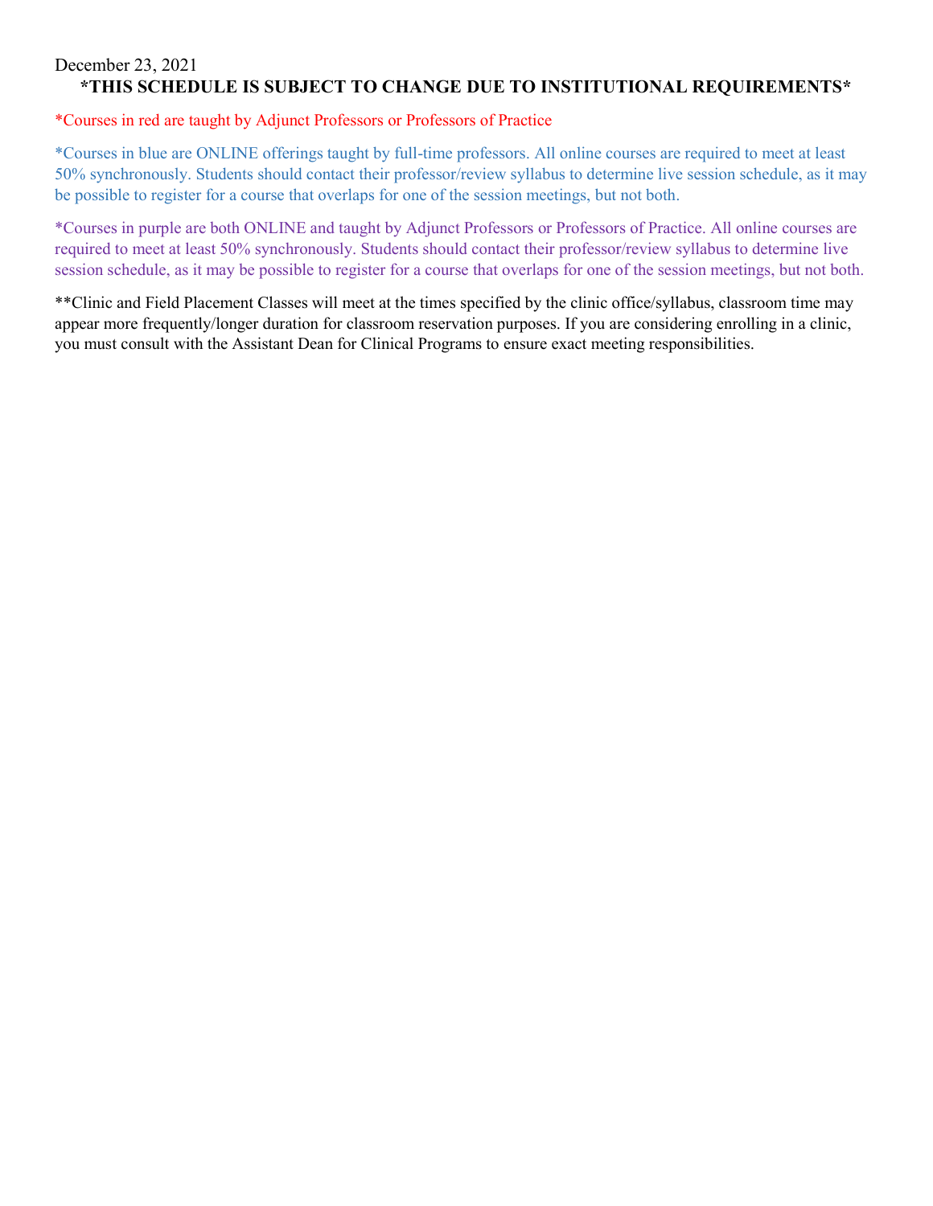December 23, 2021

**\*THIS SCHEDULE IS SUBJECT TO CHANGE DUE TO INSTITUTIONAL REQUIREMENTS\***

*Courses in red are taught by Adjunct Professors or Professors of Practice

*Courses in blue are ONLINE offerings taught by full-time professors. All online courses are required to meet at least 50% synchronously. Students should contact their professor/review syllabus to determine live session schedule, as it may be possible to register for a course that overlaps for one of the session meetings, but not both.

*Courses in purple are both ONLINE and taught by Adjunct Professors or Professors of Practice. All online courses are required to meet at least 50% synchronously. Students should contact their professor/review syllabus to determine live session schedule, as it may be possible to register for a course that overlaps for one of the session meetings, but not both.

**Clinic and Field Placement Classes will meet at the times specified by the clinic office/syllabus, classroom time may appear more frequently/longer duration for classroom reservation purposes. If you are considering enrolling in a clinic, you must consult with the Assistant Dean for Clinical Programs to ensure exact meeting responsibilities.